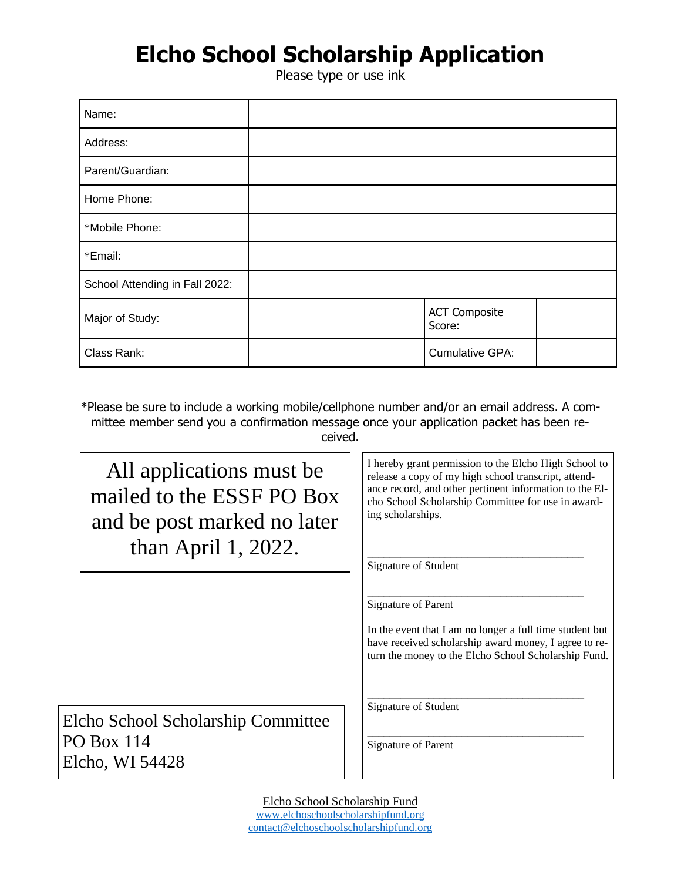# Elcho School Scholarship Application

Please type or use ink

| Name: | | | |
|---|---|---|---|
| Address: | | | |
| Parent/Guardian: | | | |
| Home Phone: | | | |
| *Mobile Phone: | | | |
| *Email: | | | |
| School Attending in Fall 2022: | | | |
| Major of Study: | | ACT Composite Score: | |
| Class Rank: | | Cumulative GPA: | |

*Please be sure to include a working mobile/cellphone number and/or an email address. A committee member send you a confirmation message once your application packet has been received.

All applications must be mailed to the ESSF PO Box and be post marked no later than April 1, 2022.

Elcho School Scholarship Committee
PO Box 114
Elcho, WI 54428

I hereby grant permission to the Elcho High School to release a copy of my high school transcript, attendance record, and other pertinent information to the Elcho School Scholarship Committee for use in awarding scholarships.

\_\_\_\_\_\_\_\_\_\_\_\_\_\_\_\_\_\_\_\_\_\_\_\_\_\_\_\_\_\_\_\_\_\_\_\_\_\_
Signature of Student

\_\_\_\_\_\_\_\_\_\_\_\_\_\_\_\_\_\_\_\_\_\_\_\_\_\_\_\_\_\_\_\_\_\_\_\_\_\_
Signature of Parent

In the event that I am no longer a full time student but have received scholarship award money, I agree to return the money to the Elcho School Scholarship Fund.

\_\_\_\_\_\_\_\_\_\_\_\_\_\_\_\_\_\_\_\_\_\_\_\_\_\_\_\_\_\_\_\_\_\_\_\_\_\_
Signature of Student

\_\_\_\_\_\_\_\_\_\_\_\_\_\_\_\_\_\_\_\_\_\_\_\_\_\_\_\_\_\_\_\_\_\_\_\_\_\_
Signature of Parent

Elcho School Scholarship Fund
www.elchoschoolscholarshipfund.org
contact@elchoschoolscholarshipfund.org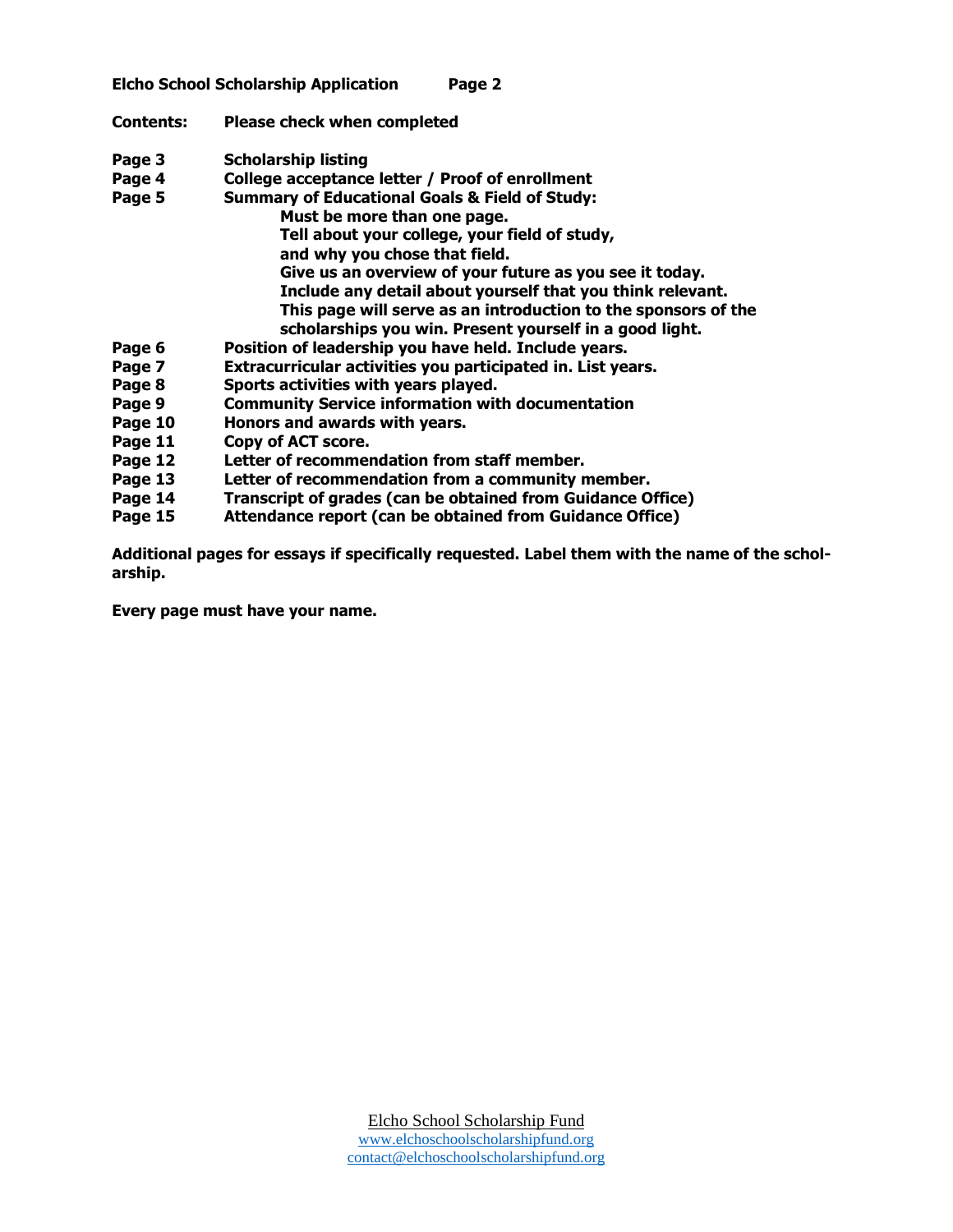**Elcho School Scholarship Application Page 2**

**Contents: Please check when completed**

| | |
|---|---|
| **Page 3** | **Scholarship listing** |
| **Page 4** | **College acceptance letter / Proof of enrollment** |
| **Page 5** | **Summary of Educational Goals & Field of Study:**<br>**Must be more than one page.**<br>**Tell about your college, your field of study, and why you chose that field.**<br>**Give us an overview of your future as you see it today.**<br>**Include any detail about yourself that you think relevant.**<br>**This page will serve as an introduction to the sponsors of the scholarships you win. Present yourself in a good light.** |
| **Page 6** | **Position of leadership you have held. Include years.** |
| **Page 7** | **Extracurricular activities you participated in. List years.** |
| **Page 8** | **Sports activities with years played.** |
| **Page 9** | **Community Service information with documentation** |
| **Page 10** | **Honors and awards with years.** |
| **Page 11** | **Copy of ACT score.** |
| **Page 12** | **Letter of recommendation from staff member.** |
| **Page 13** | **Letter of recommendation from a community member.** |
| **Page 14** | **Transcript of grades (can be obtained from Guidance Office)** |
| **Page 15** | **Attendance report (can be obtained from Guidance Office)** |

**Additional pages for essays if specifically requested. Label them with the name of the scholarship.**

**Every page must have your name.**

Elcho School Scholarship Fund
www.elchoschoolscholarshipfund.org
contact@elchoschoolscholarshipfund.org